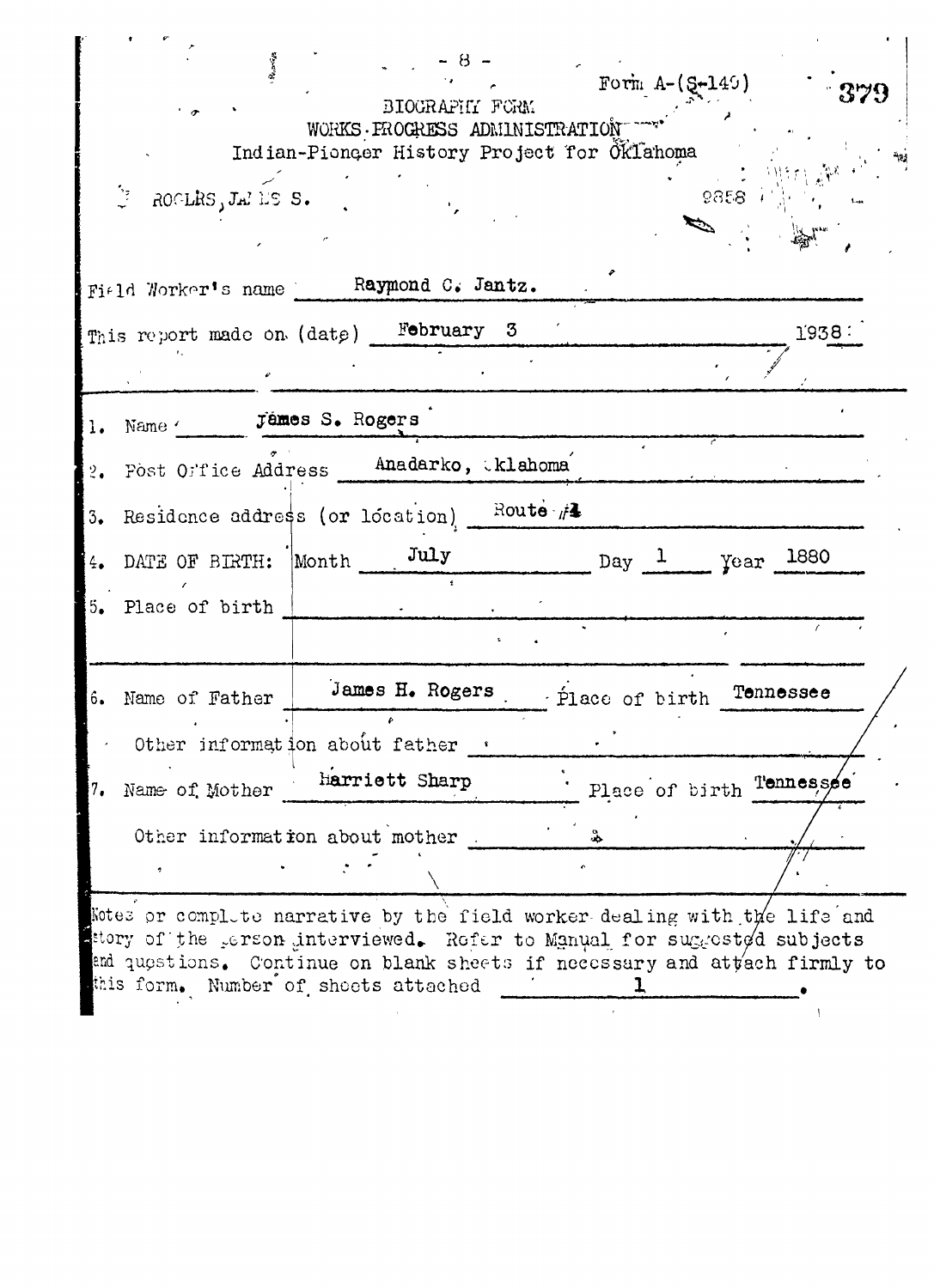- 8 -

Form A-(S-149)

379

BIOGRAPHY FORM
WORKS PROGRESS ADMINISTRATION
Indian-Pioneer History Project for Oklahoma

ROGERS, JAMES S.

9858

Field Worker's name Raymond C. Jantz.

This report made on (date) February 3 1938

1. Name James S. Rogers
2. Post Office Address Anadarko, Oklahoma
3. Residence address (or location) Route #4
4. DATE OF BIRTH: Month July Day 1 Year 1880
5. Place of birth

6. Name of Father James H. Rogers Place of birth Tennessee
   Other information about father
7. Name of Mother Harriett Sharp Place of birth Tennessee
   Other information about mother

Notes or complete narrative by the field worker dealing with the life and story of the person interviewed. Refer to Manual for suggested subjects and questions. Continue on blank sheets if necessary and attach firmly to this form. Number of sheets attached 1.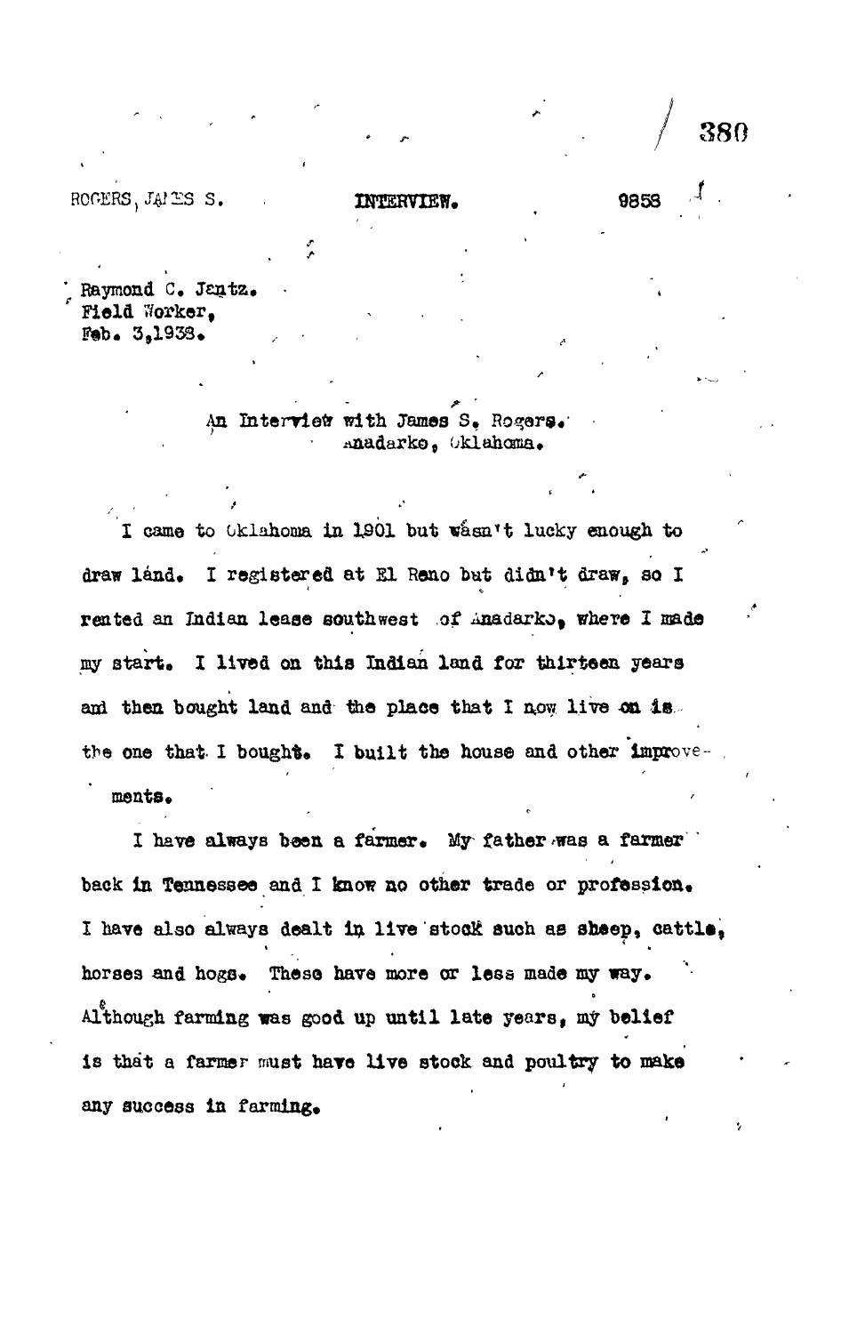ROGERS, JAMES S. **INTERVIEW.** 9858

Raymond C. Jantz.
Field Worker,
Feb. 3, 1938.

An Interview with James S. Rogers.
Anadarko, Oklahoma.

I came to Oklahoma in 1901 but wasn't lucky enough to draw land. I registered at El Reno but didn't draw, so I rented an Indian lease southwest of Anadarko, where I made my start. I lived on this Indian land for thirteen years and then bought land and the place that I now live on is the one that I bought. I built the house and other improvements.

I have always been a farmer. My father was a farmer back in Tennessee and I know no other trade or profession. I have also always dealt in live stock such as sheep, cattle, horses and hogs. These have more or less made my way. Although farming was good up until late years, my belief is that a farmer must have live stock and poultry to make any success in farming.